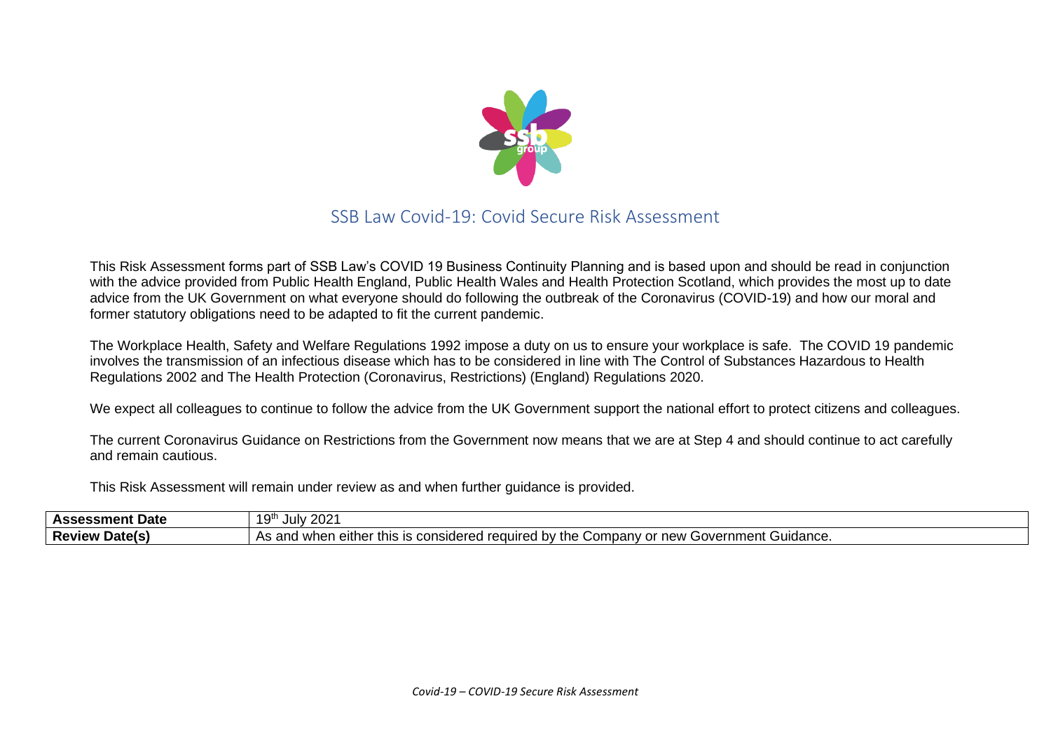# SSB Law Covid-19: Covid Secure Risk Assessment

This Risk Assessment forms part of SSB Law's COVID 19 Business Continuity Planning and is based upon and should be read in conjunction with the advice provided from Public Health England, Public Health Wales and Health Protection Scotland, which provides the most up to date advice from the UK Government on what everyone should do following the outbreak of the Coronavirus (COVID-19) and how our moral and former statutory obligations need to be adapted to fit the current pandemic.

The Workplace Health, Safety and Welfare Regulations 1992 impose a duty on us to ensure your workplace is safe. The COVID 19 pandemic involves the transmission of an infectious disease which has to be considered in line with The Control of Substances Hazardous to Health Regulations 2002 and The Health Protection (Coronavirus, Restrictions) (England) Regulations 2020.

We expect all colleagues to continue to follow the advice from the UK Government support the national effort to protect citizens and colleagues.

The current Coronavirus Guidance on Restrictions from the Government now means that we are at Step 4 and should continue to act carefully and remain cautious.

This Risk Assessment will remain under review as and when further guidance is provided.

| | |
|---|---|
| **Assessment Date** | 19th July 2021 |
| **Review Date(s)** | As and when either this is considered required by the Company or new Government Guidance. |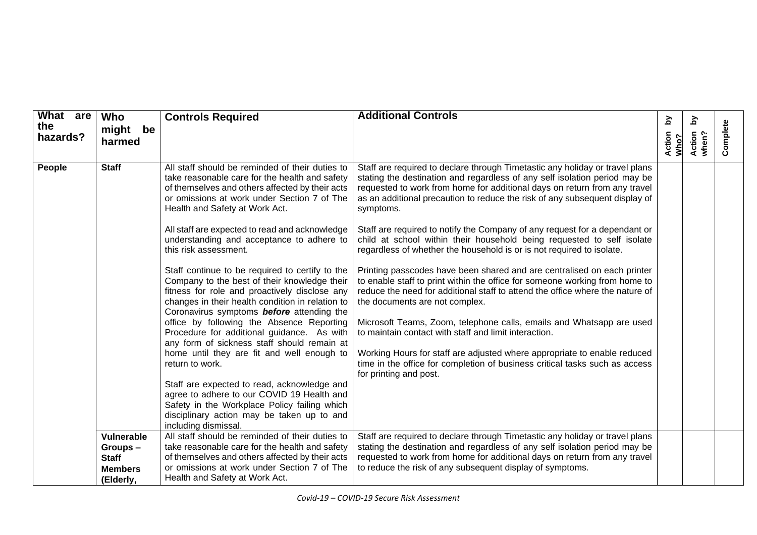| What are the hazards? | Who might be harmed | Controls Required | Additional Controls | Action by Who? | Action by when? | Complete |
|---|---|---|---|---|---|---|
| **People** | **Staff** | All staff should be reminded of their duties to take reasonable care for the health and safety of themselves and others affected by their acts or omissions at work under Section 7 of The Health and Safety at Work Act.<br><br>All staff are expected to read and acknowledge understanding and acceptance to adhere to this risk assessment.<br><br>Staff continue to be required to certify to the Company to the best of their knowledge their fitness for role and proactively disclose any changes in their health condition in relation to Coronavirus symptoms ***before*** attending the office by following the Absence Reporting Procedure for additional guidance. As with any form of sickness staff should remain at home until they are fit and well enough to return to work.<br><br>Staff are expected to read, acknowledge and agree to adhere to our COVID 19 Health and Safety in the Workplace Policy failing which disciplinary action may be taken up to and including dismissal. | Staff are required to declare through Timetastic any holiday or travel plans stating the destination and regardless of any self isolation period may be requested to work from home for additional days on return from any travel as an additional precaution to reduce the risk of any subsequent display of symptoms.<br><br>Staff are required to notify the Company of any request for a dependant or child at school within their household being requested to self isolate regardless of whether the household is or is not required to isolate.<br><br>Printing passcodes have been shared and are centralised on each printer to enable staff to print within the office for someone working from home to reduce the need for additional staff to attend the office where the nature of the documents are not complex.<br><br>Microsoft Teams, Zoom, telephone calls, emails and Whatsapp are used to maintain contact with staff and limit interaction.<br><br>Working Hours for staff are adjusted where appropriate to enable reduced time in the office for completion of business critical tasks such as access for printing and post. | | | |
| | **Vulnerable Groups – Staff Members (Elderly,** | All staff should be reminded of their duties to take reasonable care for the health and safety of themselves and others affected by their acts or omissions at work under Section 7 of The Health and Safety at Work Act. | Staff are required to declare through Timetastic any holiday or travel plans stating the destination and regardless of any self isolation period may be requested to work from home for additional days on return from any travel to reduce the risk of any subsequent display of symptoms. | | | |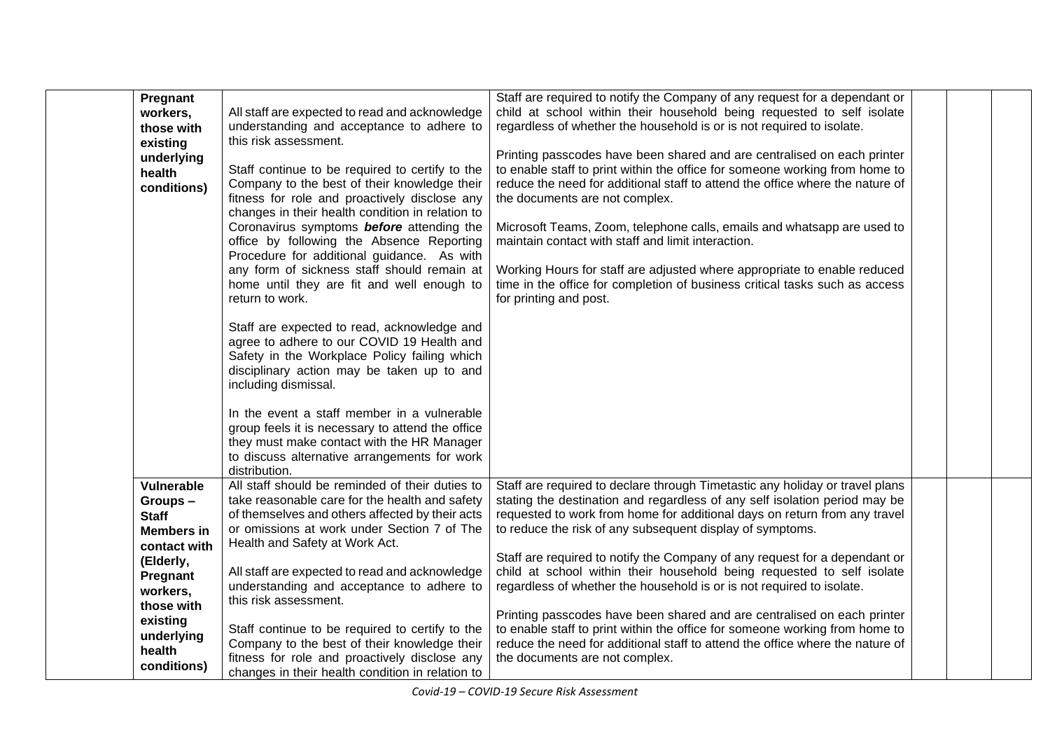| | | | | | | |
|---|---|---|---|---|---|---|
| | **Pregnant workers, those with existing underlying health conditions)** | All staff are expected to read and acknowledge understanding and acceptance to adhere to this risk assessment.<br><br>Staff continue to be required to certify to the Company to the best of their knowledge their fitness for role and proactively disclose any changes in their health condition in relation to Coronavirus symptoms ***before*** attending the office by following the Absence Reporting Procedure for additional guidance. As with any form of sickness staff should remain at home until they are fit and well enough to return to work.<br><br>Staff are expected to read, acknowledge and agree to adhere to our COVID 19 Health and Safety in the Workplace Policy failing which disciplinary action may be taken up to and including dismissal.<br><br>In the event a staff member in a vulnerable group feels it is necessary to attend the office they must make contact with the HR Manager to discuss alternative arrangements for work distribution. | Staff are required to notify the Company of any request for a dependant or child at school within their household being requested to self isolate regardless of whether the household is or is not required to isolate.<br><br>Printing passcodes have been shared and are centralised on each printer to enable staff to print within the office for someone working from home to reduce the need for additional staff to attend the office where the nature of the documents are not complex.<br><br>Microsoft Teams, Zoom, telephone calls, emails and whatsapp are used to maintain contact with staff and limit interaction.<br><br>Working Hours for staff are adjusted where appropriate to enable reduced time in the office for completion of business critical tasks such as access for printing and post. | | | |
| | **Vulnerable Groups – Staff Members in contact with (Elderly, Pregnant workers, those with existing underlying health conditions)** | All staff should be reminded of their duties to take reasonable care for the health and safety of themselves and others affected by their acts or omissions at work under Section 7 of The Health and Safety at Work Act.<br><br>All staff are expected to read and acknowledge understanding and acceptance to adhere to this risk assessment.<br><br>Staff continue to be required to certify to the Company to the best of their knowledge their fitness for role and proactively disclose any changes in their health condition in relation to | Staff are required to declare through Timetastic any holiday or travel plans stating the destination and regardless of any self isolation period may be requested to work from home for additional days on return from any travel to reduce the risk of any subsequent display of symptoms.<br><br>Staff are required to notify the Company of any request for a dependant or child at school within their household being requested to self isolate regardless of whether the household is or is not required to isolate.<br><br>Printing passcodes have been shared and are centralised on each printer to enable staff to print within the office for someone working from home to reduce the need for additional staff to attend the office where the nature of the documents are not complex. | | | |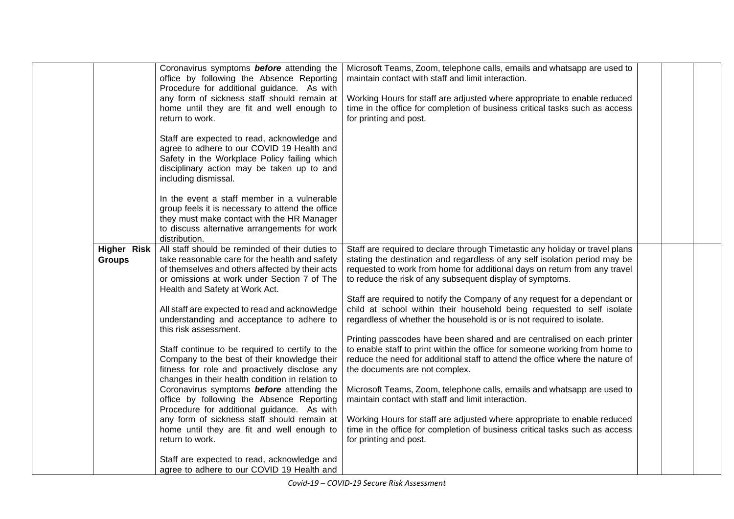| | | | | | | |
|---|---|---|---|---|---|---|
| | | Coronavirus symptoms ***before*** attending the office by following the Absence Reporting Procedure for additional guidance. As with any form of sickness staff should remain at home until they are fit and well enough to return to work.<br><br>Staff are expected to read, acknowledge and agree to adhere to our COVID 19 Health and Safety in the Workplace Policy failing which disciplinary action may be taken up to and including dismissal.<br><br>In the event a staff member in a vulnerable group feels it is necessary to attend the office they must make contact with the HR Manager to discuss alternative arrangements for work distribution. | Microsoft Teams, Zoom, telephone calls, emails and whatsapp are used to maintain contact with staff and limit interaction.<br><br>Working Hours for staff are adjusted where appropriate to enable reduced time in the office for completion of business critical tasks such as access for printing and post. | | | |
| | **Higher Risk Groups** | All staff should be reminded of their duties to take reasonable care for the health and safety of themselves and others affected by their acts or omissions at work under Section 7 of The Health and Safety at Work Act.<br><br>All staff are expected to read and acknowledge understanding and acceptance to adhere to this risk assessment.<br><br>Staff continue to be required to certify to the Company to the best of their knowledge their fitness for role and proactively disclose any changes in their health condition in relation to Coronavirus symptoms ***before*** attending the office by following the Absence Reporting Procedure for additional guidance. As with any form of sickness staff should remain at home until they are fit and well enough to return to work.<br><br>Staff are expected to read, acknowledge and agree to adhere to our COVID 19 Health and | Staff are required to declare through Timetastic any holiday or travel plans stating the destination and regardless of any self isolation period may be requested to work from home for additional days on return from any travel to reduce the risk of any subsequent display of symptoms.<br><br>Staff are required to notify the Company of any request for a dependant or child at school within their household being requested to self isolate regardless of whether the household is or is not required to isolate.<br><br>Printing passcodes have been shared and are centralised on each printer to enable staff to print within the office for someone working from home to reduce the need for additional staff to attend the office where the nature of the documents are not complex.<br><br>Microsoft Teams, Zoom, telephone calls, emails and whatsapp are used to maintain contact with staff and limit interaction.<br><br>Working Hours for staff are adjusted where appropriate to enable reduced time in the office for completion of business critical tasks such as access for printing and post. | | | |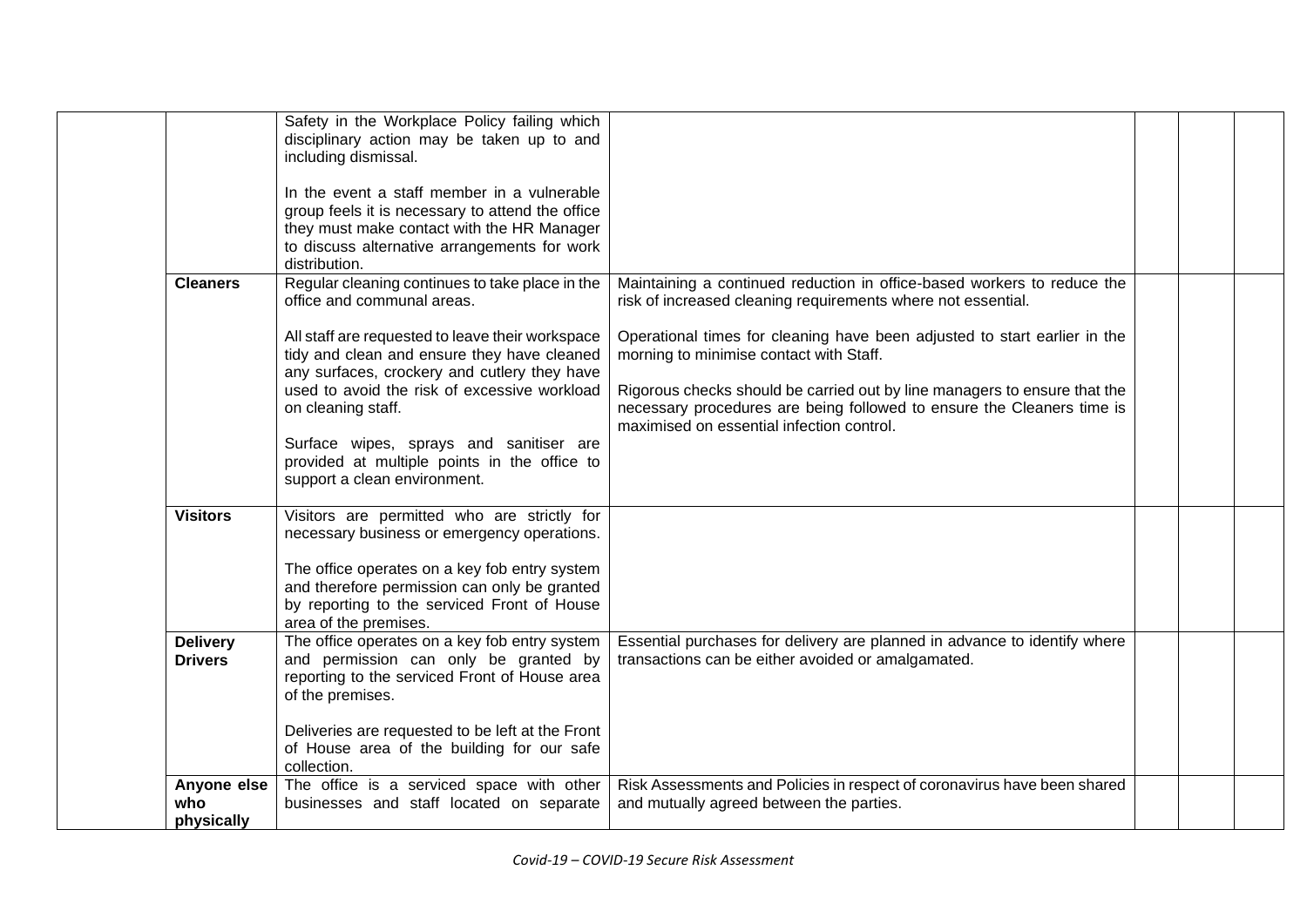| | | | | | | |
|---|---|---|---|---|---|---|
| | | Safety in the Workplace Policy failing which disciplinary action may be taken up to and including dismissal.<br><br>In the event a staff member in a vulnerable group feels it is necessary to attend the office they must make contact with the HR Manager to discuss alternative arrangements for work distribution. | | | | |
| | **Cleaners** | Regular cleaning continues to take place in the office and communal areas.<br><br>All staff are requested to leave their workspace tidy and clean and ensure they have cleaned any surfaces, crockery and cutlery they have used to avoid the risk of excessive workload on cleaning staff.<br><br>Surface wipes, sprays and sanitiser are provided at multiple points in the office to support a clean environment. | Maintaining a continued reduction in office-based workers to reduce the risk of increased cleaning requirements where not essential.<br><br>Operational times for cleaning have been adjusted to start earlier in the morning to minimise contact with Staff.<br><br>Rigorous checks should be carried out by line managers to ensure that the necessary procedures are being followed to ensure the Cleaners time is maximised on essential infection control. | | | |
| | **Visitors** | Visitors are permitted who are strictly for necessary business or emergency operations.<br><br>The office operates on a key fob entry system and therefore permission can only be granted by reporting to the serviced Front of House area of the premises. | | | | |
| | **Delivery Drivers** | The office operates on a key fob entry system and permission can only be granted by reporting to the serviced Front of House area of the premises.<br><br>Deliveries are requested to be left at the Front of House area of the building for our safe collection. | Essential purchases for delivery are planned in advance to identify where transactions can be either avoided or amalgamated. | | | |
| | **Anyone else who physically** | The office is a serviced space with other businesses and staff located on separate | Risk Assessments and Policies in respect of coronavirus have been shared and mutually agreed between the parties. | | | |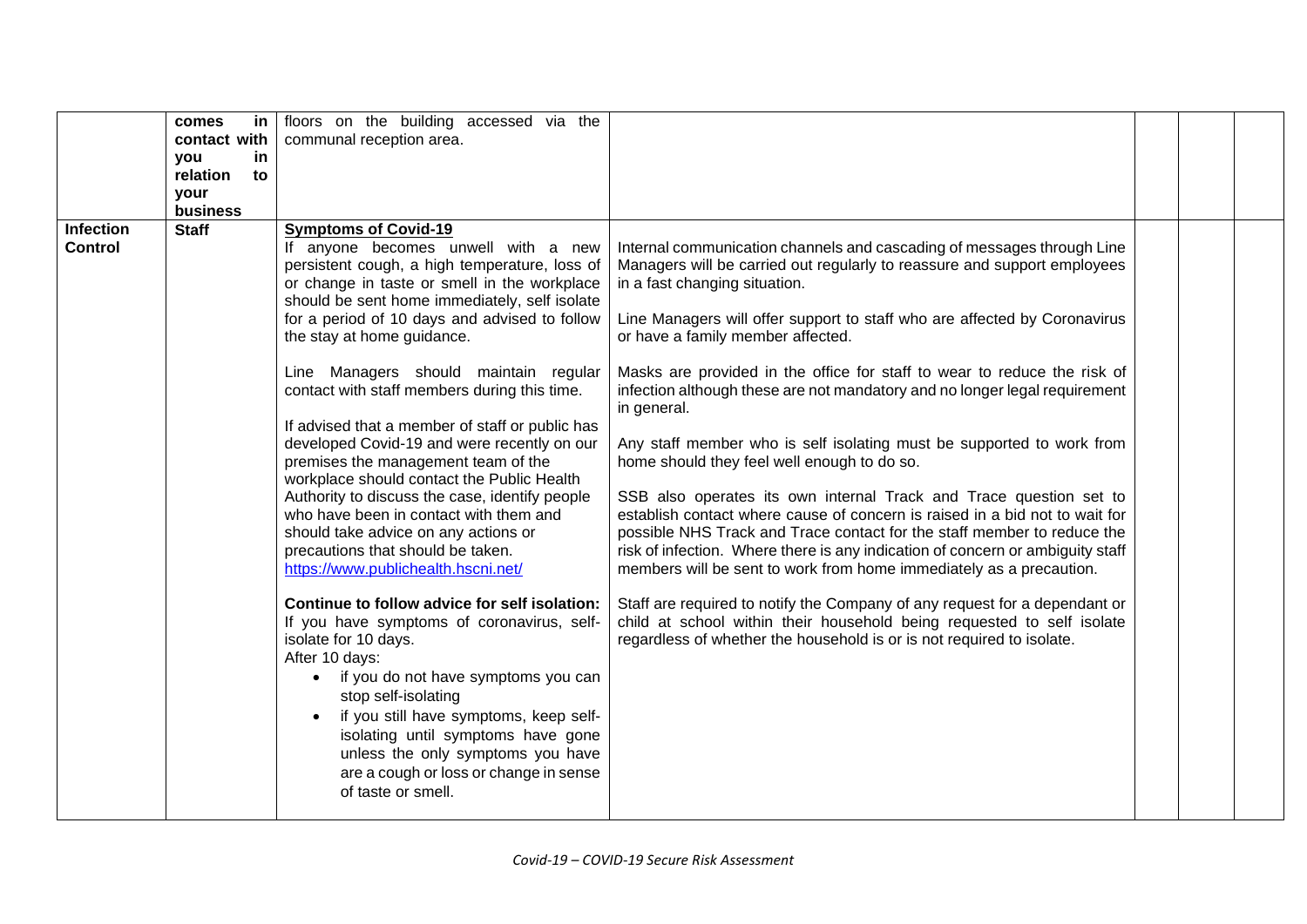| | | | | | | |
|---|---|---|---|---|---|---|
| | **comes in contact with you in relation to your business** | floors on the building accessed via the communal reception area. | | | | |
| **Infection Control** | **Staff** | **Symptoms of Covid-19**<br>If anyone becomes unwell with a new persistent cough, a high temperature, loss of or change in taste or smell in the workplace should be sent home immediately, self isolate for a period of 10 days and advised to follow the stay at home guidance.<br><br>Line Managers should maintain regular contact with staff members during this time.<br><br>If advised that a member of staff or public has developed Covid-19 and were recently on our premises the management team of the workplace should contact the Public Health Authority to discuss the case, identify people who have been in contact with them and should take advice on any actions or precautions that should be taken.<br>https://www.publichealth.hscni.net/<br><br>**Continue to follow advice for self isolation:**<br>If you have symptoms of coronavirus, self-isolate for 10 days.<br>After 10 days:<br>• if you do not have symptoms you can stop self-isolating<br>• if you still have symptoms, keep self-isolating until symptoms have gone unless the only symptoms you have are a cough or loss or change in sense of taste or smell. | Internal communication channels and cascading of messages through Line Managers will be carried out regularly to reassure and support employees in a fast changing situation.<br><br>Line Managers will offer support to staff who are affected by Coronavirus or have a family member affected.<br><br>Masks are provided in the office for staff to wear to reduce the risk of infection although these are not mandatory and no longer legal requirement in general.<br><br>Any staff member who is self isolating must be supported to work from home should they feel well enough to do so.<br><br>SSB also operates its own internal Track and Trace question set to establish contact where cause of concern is raised in a bid not to wait for possible NHS Track and Trace contact for the staff member to reduce the risk of infection. Where there is any indication of concern or ambiguity staff members will be sent to work from home immediately as a precaution.<br><br>Staff are required to notify the Company of any request for a dependant or child at school within their household being requested to self isolate regardless of whether the household is or is not required to isolate. | | | |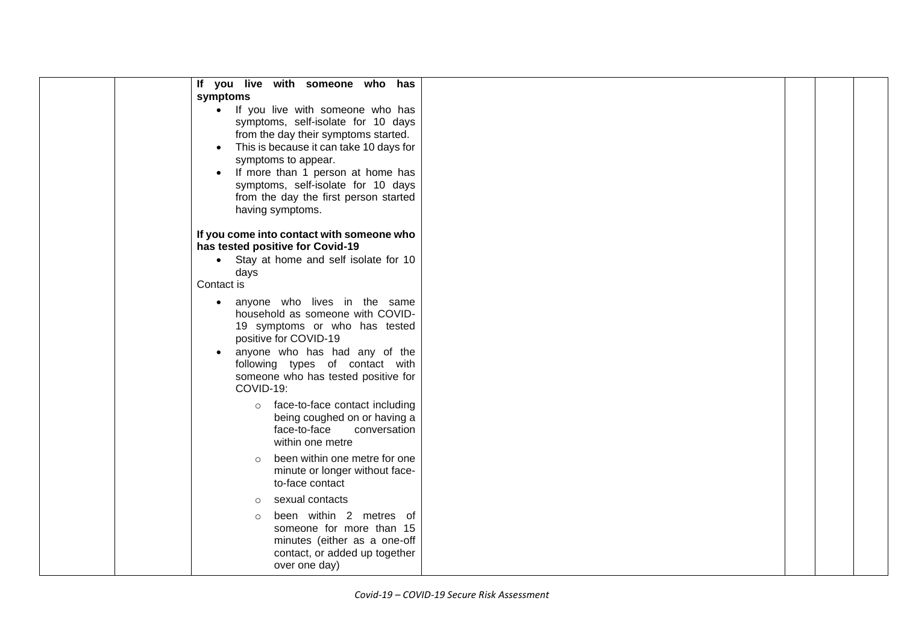| | | | | | | |
|---|---|---|---|---|---|---|
| | | **If you live with someone who has symptoms**<br>• If you live with someone who has symptoms, self-isolate for 10 days from the day their symptoms started.<br>• This is because it can take 10 days for symptoms to appear.<br>• If more than 1 person at home has symptoms, self-isolate for 10 days from the day the first person started having symptoms.<br><br>**If you come into contact with someone who has tested positive for Covid-19**<br>• Stay at home and self isolate for 10 days<br>Contact is<br>• anyone who lives in the same household as someone with COVID-19 symptoms or who has tested positive for COVID-19<br>• anyone who has had any of the following types of contact with someone who has tested positive for COVID-19:<br>&nbsp;&nbsp;&nbsp;&nbsp;○ face-to-face contact including being coughed on or having a face-to-face conversation within one metre<br>&nbsp;&nbsp;&nbsp;&nbsp;○ been within one metre for one minute or longer without face-to-face contact<br>&nbsp;&nbsp;&nbsp;&nbsp;○ sexual contacts<br>&nbsp;&nbsp;&nbsp;&nbsp;○ been within 2 metres of someone for more than 15 minutes (either as a one-off contact, or added up together over one day) | | | | |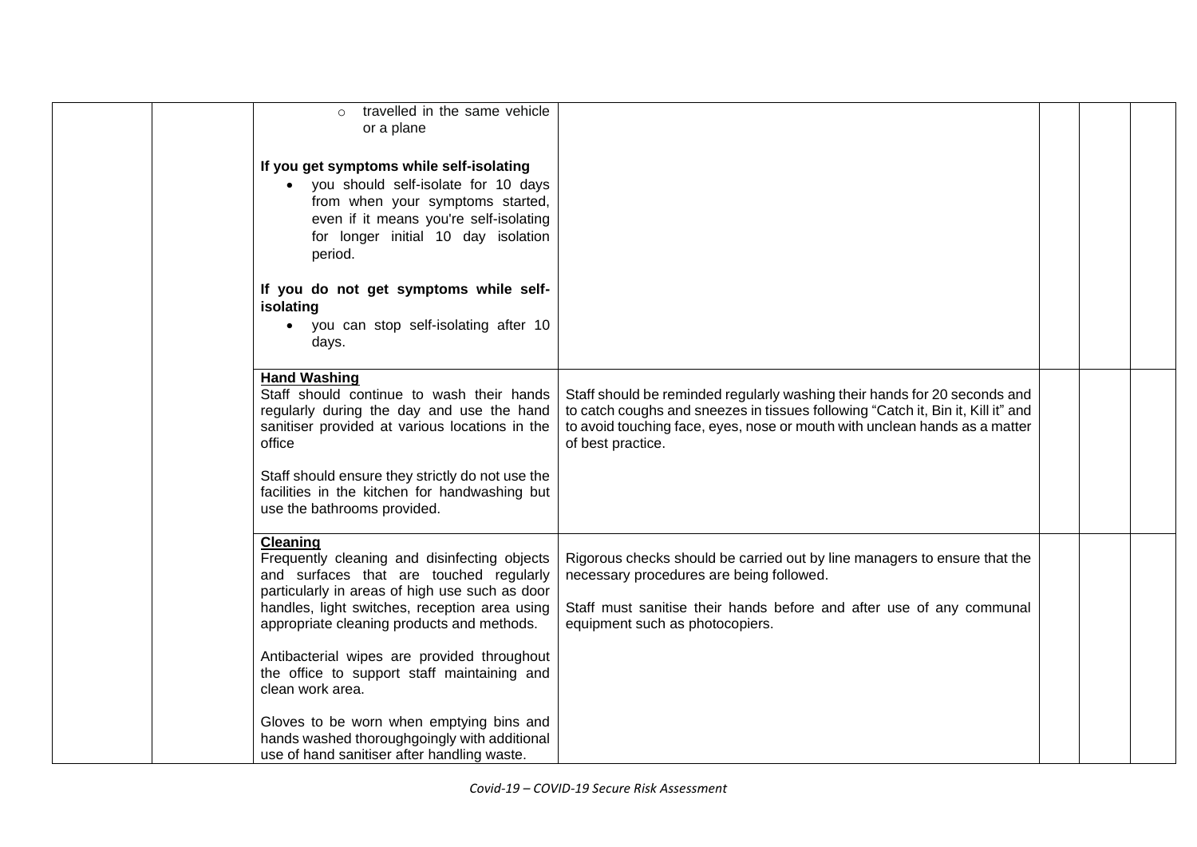| | | | | | | |
|---|---|---|---|---|---|---|
| | | ○ travelled in the same vehicle or a plane<br><br>**If you get symptoms while self-isolating**<br>• you should self-isolate for 10 days from when your symptoms started, even if it means you're self-isolating for longer initial 10 day isolation period.<br><br>**If you do not get symptoms while self-isolating**<br>• you can stop self-isolating after 10 days. | | | | |
| | | **Hand Washing**<br>Staff should continue to wash their hands regularly during the day and use the hand sanitiser provided at various locations in the office<br><br>Staff should ensure they strictly do not use the facilities in the kitchen for handwashing but use the bathrooms provided. | Staff should be reminded regularly washing their hands for 20 seconds and to catch coughs and sneezes in tissues following "Catch it, Bin it, Kill it" and to avoid touching face, eyes, nose or mouth with unclean hands as a matter of best practice. | | | |
| | | **Cleaning**<br>Frequently cleaning and disinfecting objects and surfaces that are touched regularly particularly in areas of high use such as door handles, light switches, reception area using appropriate cleaning products and methods.<br><br>Antibacterial wipes are provided throughout the office to support staff maintaining and clean work area.<br><br>Gloves to be worn when emptying bins and hands washed thoroughgoingly with additional use of hand sanitiser after handling waste. | Rigorous checks should be carried out by line managers to ensure that the necessary procedures are being followed.<br><br>Staff must sanitise their hands before and after use of any communal equipment such as photocopiers. | | | |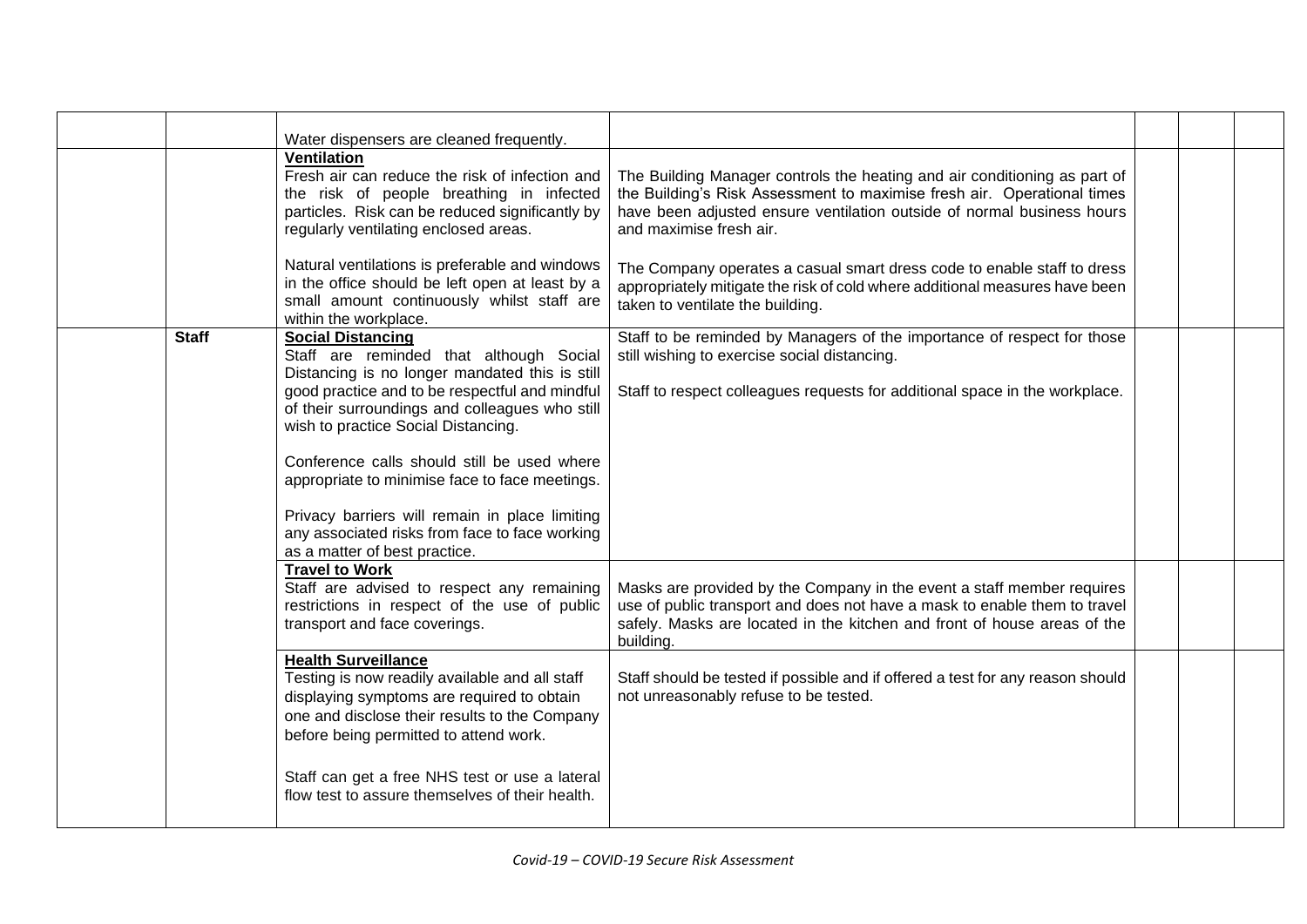| | | | | | | |
|---|---|---|---|---|---|---|
| | | Water dispensers are cleaned frequently. | | | | |
| | | **Ventilation**<br>Fresh air can reduce the risk of infection and the risk of people breathing in infected particles. Risk can be reduced significantly by regularly ventilating enclosed areas.<br><br>Natural ventilations is preferable and windows in the office should be left open at least by a small amount continuously whilst staff are within the workplace. | The Building Manager controls the heating and air conditioning as part of the Building's Risk Assessment to maximise fresh air. Operational times have been adjusted ensure ventilation outside of normal business hours and maximise fresh air.<br><br>The Company operates a casual smart dress code to enable staff to dress appropriately mitigate the risk of cold where additional measures have been taken to ventilate the building. | | | |
| | **Staff** | **Social Distancing**<br>Staff are reminded that although Social Distancing is no longer mandated this is still good practice and to be respectful and mindful of their surroundings and colleagues who still wish to practice Social Distancing.<br><br>Conference calls should still be used where appropriate to minimise face to face meetings.<br><br>Privacy barriers will remain in place limiting any associated risks from face to face working as a matter of best practice. | Staff to be reminded by Managers of the importance of respect for those still wishing to exercise social distancing.<br><br>Staff to respect colleagues requests for additional space in the workplace. | | | |
| | | **Travel to Work**<br>Staff are advised to respect any remaining restrictions in respect of the use of public transport and face coverings. | Masks are provided by the Company in the event a staff member requires use of public transport and does not have a mask to enable them to travel safely. Masks are located in the kitchen and front of house areas of the building. | | | |
| | | **Health Surveillance**<br>Testing is now readily available and all staff displaying symptoms are required to obtain one and disclose their results to the Company before being permitted to attend work.<br><br>Staff can get a free NHS test or use a lateral flow test to assure themselves of their health. | Staff should be tested if possible and if offered a test for any reason should not unreasonably refuse to be tested. | | | |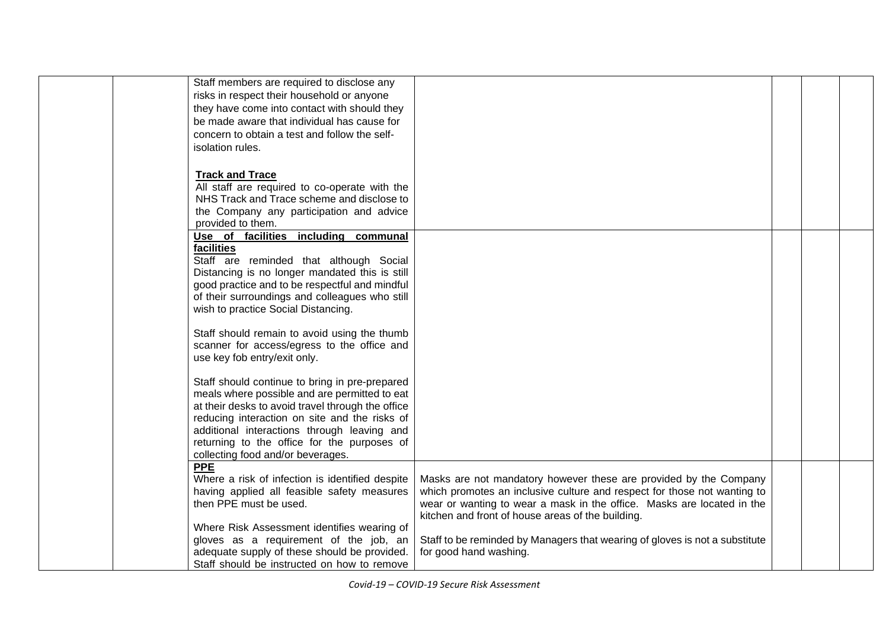| | | | | | | |
|---|---|---|---|---|---|---|
| | | Staff members are required to disclose any risks in respect their household or anyone they have come into contact with should they be made aware that individual has cause for concern to obtain a test and follow the self-isolation rules.<br><br>**Track and Trace**<br>All staff are required to co-operate with the NHS Track and Trace scheme and disclose to the Company any participation and advice provided to them. | | | | |
| | | **Use of facilities including communal facilities**<br>Staff are reminded that although Social Distancing is no longer mandated this is still good practice and to be respectful and mindful of their surroundings and colleagues who still wish to practice Social Distancing.<br><br>Staff should remain to avoid using the thumb scanner for access/egress to the office and use key fob entry/exit only.<br><br>Staff should continue to bring in pre-prepared meals where possible and are permitted to eat at their desks to avoid travel through the office reducing interaction on site and the risks of additional interactions through leaving and returning to the office for the purposes of collecting food and/or beverages. | | | | |
| | | **PPE**<br>Where a risk of infection is identified despite having applied all feasible safety measures then PPE must be used.<br><br>Where Risk Assessment identifies wearing of gloves as a requirement of the job, an adequate supply of these should be provided. Staff should be instructed on how to remove | Masks are not mandatory however these are provided by the Company which promotes an inclusive culture and respect for those not wanting to wear or wanting to wear a mask in the office. Masks are located in the kitchen and front of house areas of the building.<br><br>Staff to be reminded by Managers that wearing of gloves is not a substitute for good hand washing. | | | |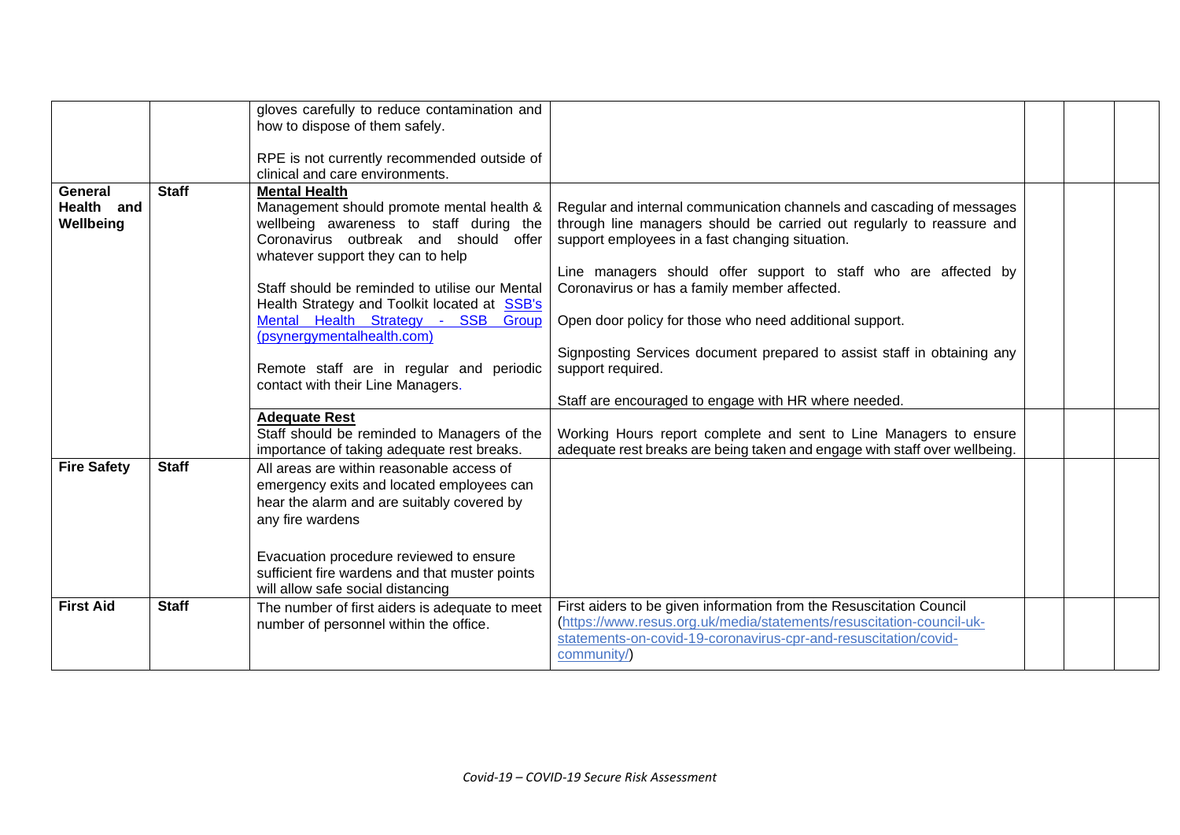| | | | | | | |
|---|---|---|---|---|---|---|
| | | gloves carefully to reduce contamination and how to dispose of them safely.<br><br>RPE is not currently recommended outside of clinical and care environments. | | | | |
| **General Health and Wellbeing** | **Staff** | **Mental Health**<br>Management should promote mental health & wellbeing awareness to staff during the Coronavirus outbreak and should offer whatever support they can to help<br><br>Staff should be reminded to utilise our Mental Health Strategy and Toolkit located at SSB's Mental Health Strategy - SSB Group (psynergymentalhealth.com)<br><br>Remote staff are in regular and periodic contact with their Line Managers. | Regular and internal communication channels and cascading of messages through line managers should be carried out regularly to reassure and support employees in a fast changing situation.<br><br>Line managers should offer support to staff who are affected by Coronavirus or has a family member affected.<br><br>Open door policy for those who need additional support.<br><br>Signposting Services document prepared to assist staff in obtaining any support required.<br><br>Staff are encouraged to engage with HR where needed. | | | |
| | | **Adequate Rest**<br>Staff should be reminded to Managers of the importance of taking adequate rest breaks. | Working Hours report complete and sent to Line Managers to ensure adequate rest breaks are being taken and engage with staff over wellbeing. | | | |
| **Fire Safety** | **Staff** | All areas are within reasonable access of emergency exits and located employees can hear the alarm and are suitably covered by any fire wardens<br><br>Evacuation procedure reviewed to ensure sufficient fire wardens and that muster points will allow safe social distancing | | | | |
| **First Aid** | **Staff** | The number of first aiders is adequate to meet number of personnel within the office. | First aiders to be given information from the Resuscitation Council (https://www.resus.org.uk/media/statements/resuscitation-council-uk-statements-on-covid-19-coronavirus-cpr-and-resuscitation/covid-community/) | | | |